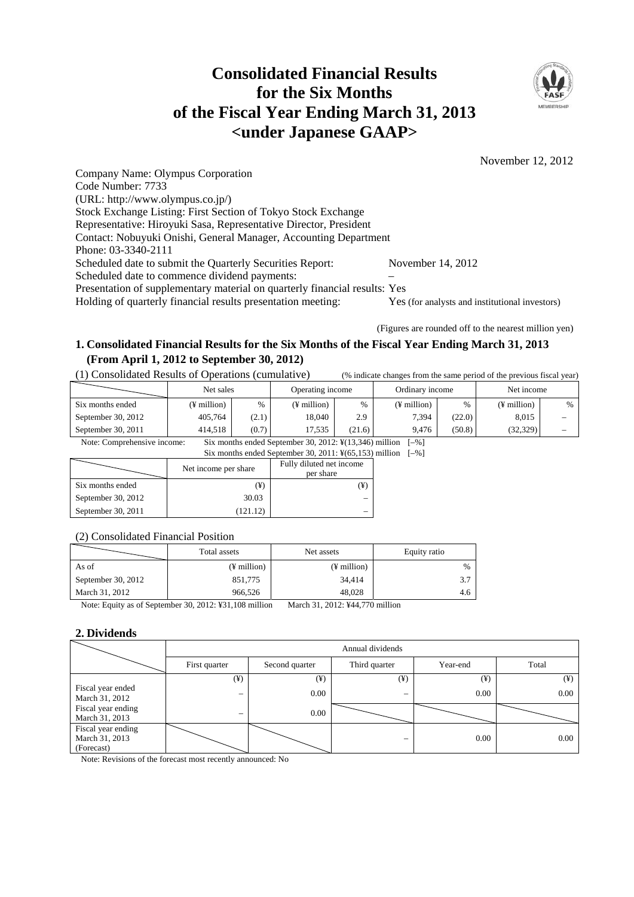# Consolidated Financial Results for the Six Months of the Fiscal Year Ending March 31, 2013 <under Japanese GAAP>

November 12, 2012

Company Name: Olympus Corporation
Code Number: 7733
(URL: http://www.olympus.co.jp/)
Stock Exchange Listing: First Section of Tokyo Stock Exchange
Representative: Hiroyuki Sasa, Representative Director, President
Contact: Nobuyuki Onishi, General Manager, Accounting Department
Phone: 03-3340-2111
Scheduled date to submit the Quarterly Securities Report: November 14, 2012
Scheduled date to commence dividend payments: –
Presentation of supplementary material on quarterly financial results: Yes
Holding of quarterly financial results presentation meeting: Yes (for analysts and institutional investors)

(Figures are rounded off to the nearest million yen)

## 1. Consolidated Financial Results for the Six Months of the Fiscal Year Ending March 31, 2013 (From April 1, 2012 to September 30, 2012)

(1) Consolidated Results of Operations (cumulative) (% indicate changes from the same period of the previous fiscal year)

| | Net sales | | Operating income | | Ordinary income | | Net income | |
|---|---|---|---|---|---|---|---|---|
| Six months ended | (¥ million) | % | (¥ million) | % | (¥ million) | % | (¥ million) | % |
| September 30, 2012 | 405,764 | (2.1) | 18,040 | 2.9 | 7,394 | (22.0) | 8,015 | – |
| September 30, 2011 | 414,518 | (0.7) | 17,535 | (21.6) | 9,476 | (50.8) | (32,329) | – |

Note: Comprehensive income: Six months ended September 30, 2012: ¥(13,346) million [–%]
Six months ended September 30, 2011: ¥(65,153) million [–%]

| | Net income per share | Fully diluted net income per share |
|---|---|---|
| Six months ended | (¥) | (¥) |
| September 30, 2012 | 30.03 | – |
| September 30, 2011 | (121.12) | – |

(2) Consolidated Financial Position

| | Total assets | Net assets | Equity ratio |
|---|---|---|---|
| As of | (¥ million) | (¥ million) | % |
| September 30, 2012 | 851,775 | 34,414 | 3.7 |
| March 31, 2012 | 966,526 | 48,028 | 4.6 |

Note: Equity as of September 30, 2012: ¥31,108 million March 31, 2012: ¥44,770 million

## 2. Dividends

| | Annual dividends | | | | |
|---|---|---|---|---|---|
| | First quarter | Second quarter | Third quarter | Year-end | Total |
| | (¥) | (¥) | (¥) | (¥) | (¥) |
| Fiscal year ended March 31, 2012 | – | 0.00 | – | 0.00 | 0.00 |
| Fiscal year ending March 31, 2013 | – | 0.00 | | | |
| Fiscal year ending March 31, 2013 (Forecast) | | | – | 0.00 | 0.00 |

Note: Revisions of the forecast most recently announced: No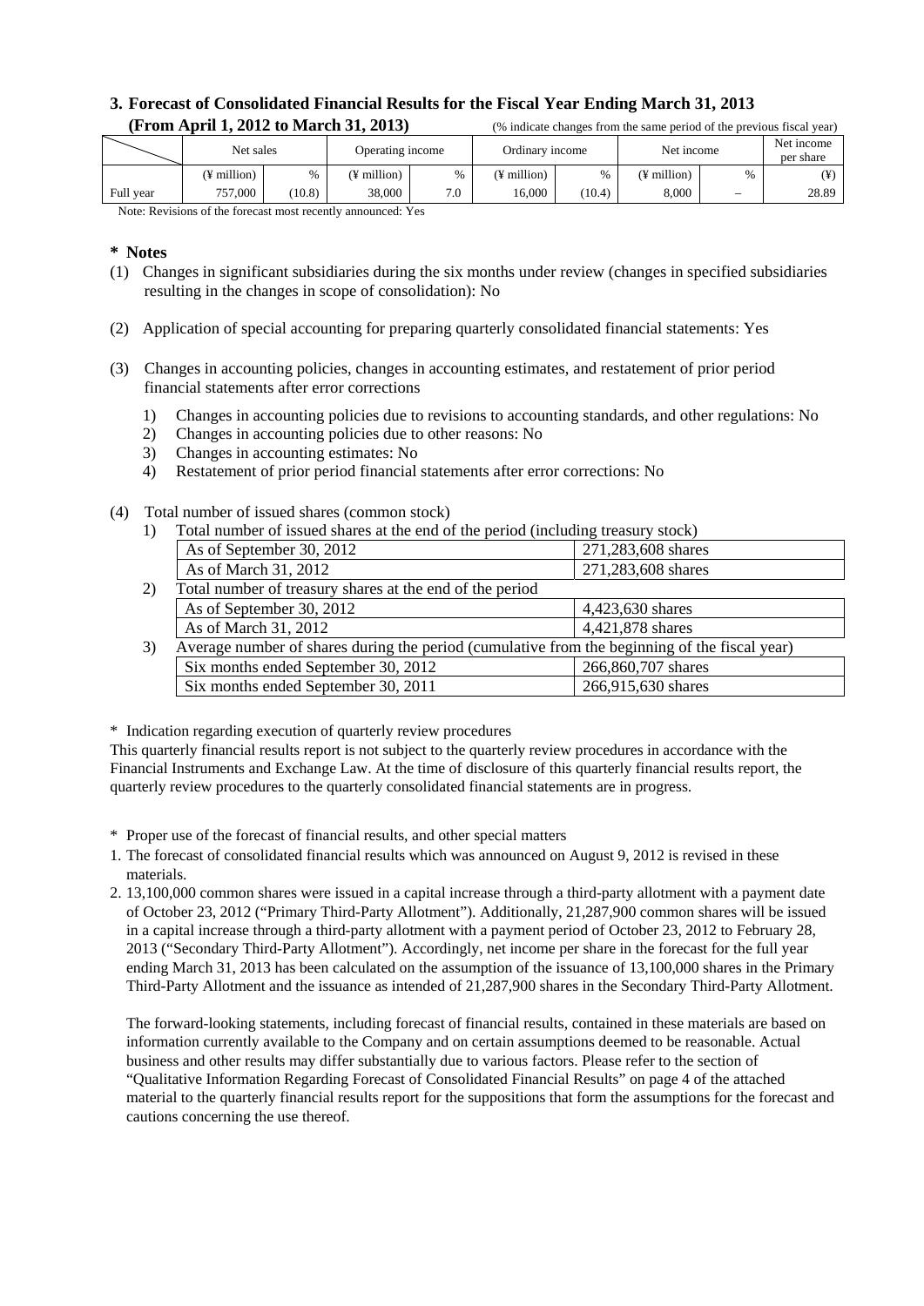## 3. Forecast of Consolidated Financial Results for the Fiscal Year Ending March 31, 2013
### (From April 1, 2012 to March 31, 2013)

(% indicate changes from the same period of the previous fiscal year)

| | Net sales | | Operating income | | Ordinary income | | Net income | | Net income per share |
|---|---|---|---|---|---|---|---|---|---|
| | (¥ million) | % | (¥ million) | % | (¥ million) | % | (¥ million) | % | (¥) |
| Full year | 757,000 | (10.8) | 38,000 | 7.0 | 16,000 | (10.4) | 8,000 | – | 28.89 |

Note: Revisions of the forecast most recently announced: Yes

**\* Notes**

(1) Changes in significant subsidiaries during the six months under review (changes in specified subsidiaries resulting in the changes in scope of consolidation): No

(2) Application of special accounting for preparing quarterly consolidated financial statements: Yes

(3) Changes in accounting policies, changes in accounting estimates, and restatement of prior period financial statements after error corrections

1) Changes in accounting policies due to revisions to accounting standards, and other regulations: No
2) Changes in accounting policies due to other reasons: No
3) Changes in accounting estimates: No
4) Restatement of prior period financial statements after error corrections: No

(4) Total number of issued shares (common stock)

1) Total number of issued shares at the end of the period (including treasury stock)

| | |
|---|---|
| As of September 30, 2012 | 271,283,608 shares |
| As of March 31, 2012 | 271,283,608 shares |

2) Total number of treasury shares at the end of the period

| | |
|---|---|
| As of September 30, 2012 | 4,423,630 shares |
| As of March 31, 2012 | 4,421,878 shares |

3) Average number of shares during the period (cumulative from the beginning of the fiscal year)

| | |
|---|---|
| Six months ended September 30, 2012 | 266,860,707 shares |
| Six months ended September 30, 2011 | 266,915,630 shares |

\* Indication regarding execution of quarterly review procedures

This quarterly financial results report is not subject to the quarterly review procedures in accordance with the Financial Instruments and Exchange Law. At the time of disclosure of this quarterly financial results report, the quarterly review procedures to the quarterly consolidated financial statements are in progress.

\* Proper use of the forecast of financial results, and other special matters

1. The forecast of consolidated financial results which was announced on August 9, 2012 is revised in these materials.
2. 13,100,000 common shares were issued in a capital increase through a third-party allotment with a payment date of October 23, 2012 ("Primary Third-Party Allotment"). Additionally, 21,287,900 common shares will be issued in a capital increase through a third-party allotment with a payment period of October 23, 2012 to February 28, 2013 ("Secondary Third-Party Allotment"). Accordingly, net income per share in the forecast for the full year ending March 31, 2013 has been calculated on the assumption of the issuance of 13,100,000 shares in the Primary Third-Party Allotment and the issuance as intended of 21,287,900 shares in the Secondary Third-Party Allotment.

The forward-looking statements, including forecast of financial results, contained in these materials are based on information currently available to the Company and on certain assumptions deemed to be reasonable. Actual business and other results may differ substantially due to various factors. Please refer to the section of "Qualitative Information Regarding Forecast of Consolidated Financial Results" on page 4 of the attached material to the quarterly financial results report for the suppositions that form the assumptions for the forecast and cautions concerning the use thereof.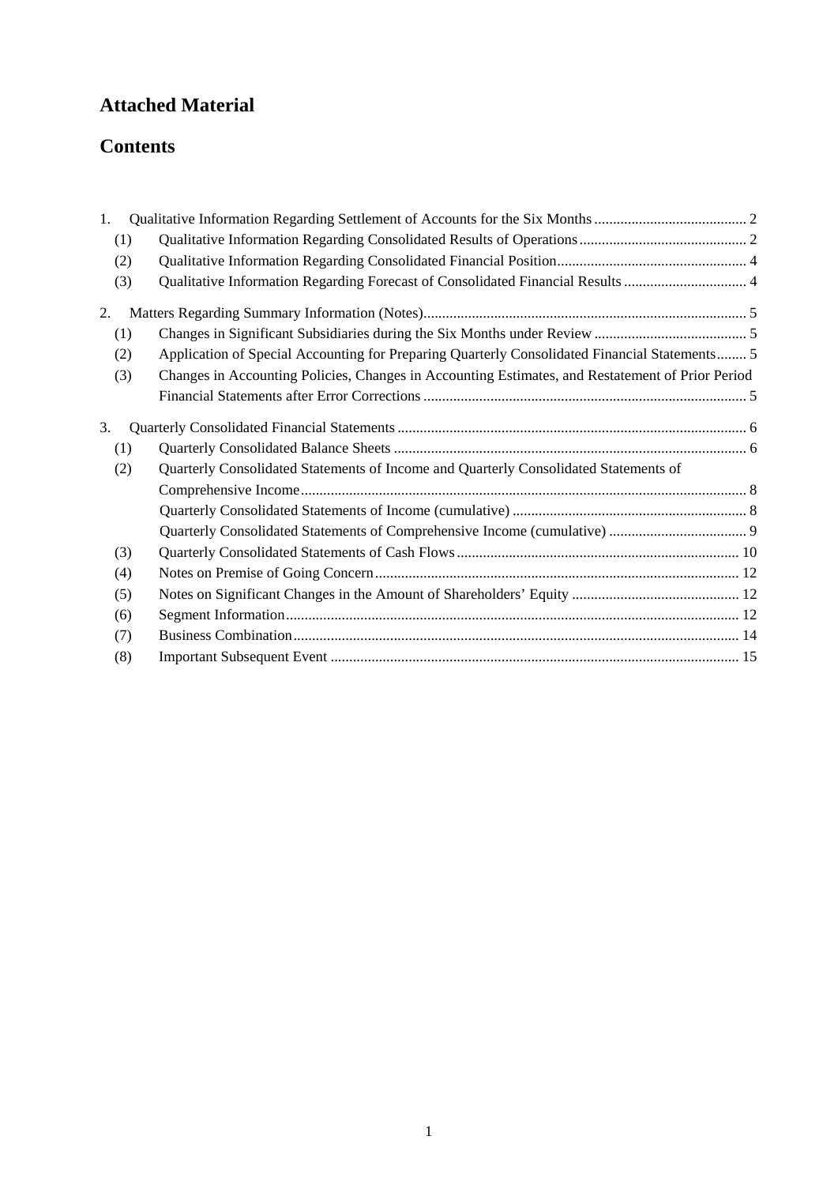## Attached Material

## Contents

1. Qualitative Information Regarding Settlement of Accounts for the Six Months ......................................... 2
   (1) Qualitative Information Regarding Consolidated Results of Operations ............................................. 2
   (2) Qualitative Information Regarding Consolidated Financial Position.................................................. 4
   (3) Qualitative Information Regarding Forecast of Consolidated Financial Results ................................. 4

2. Matters Regarding Summary Information (Notes)...................................................................................... 5
   (1) Changes in Significant Subsidiaries during the Six Months under Review ......................................... 5
   (2) Application of Special Accounting for Preparing Quarterly Consolidated Financial Statements........ 5
   (3) Changes in Accounting Policies, Changes in Accounting Estimates, and Restatement of Prior Period Financial Statements after Error Corrections ...................................................................................... 5

3. Quarterly Consolidated Financial Statements ............................................................................................. 6
   (1) Quarterly Consolidated Balance Sheets .............................................................................................. 6
   (2) Quarterly Consolidated Statements of Income and Quarterly Consolidated Statements of Comprehensive Income...................................................................................................................... 8
       Quarterly Consolidated Statements of Income (cumulative) .............................................................. 8
       Quarterly Consolidated Statements of Comprehensive Income (cumulative) ..................................... 9
   (3) Quarterly Consolidated Statements of Cash Flows ........................................................................... 10
   (4) Notes on Premise of Going Concern ................................................................................................. 12
   (5) Notes on Significant Changes in the Amount of Shareholders' Equity ............................................. 12
   (6) Segment Information......................................................................................................................... 12
   (7) Business Combination....................................................................................................................... 14
   (8) Important Subsequent Event ............................................................................................................. 15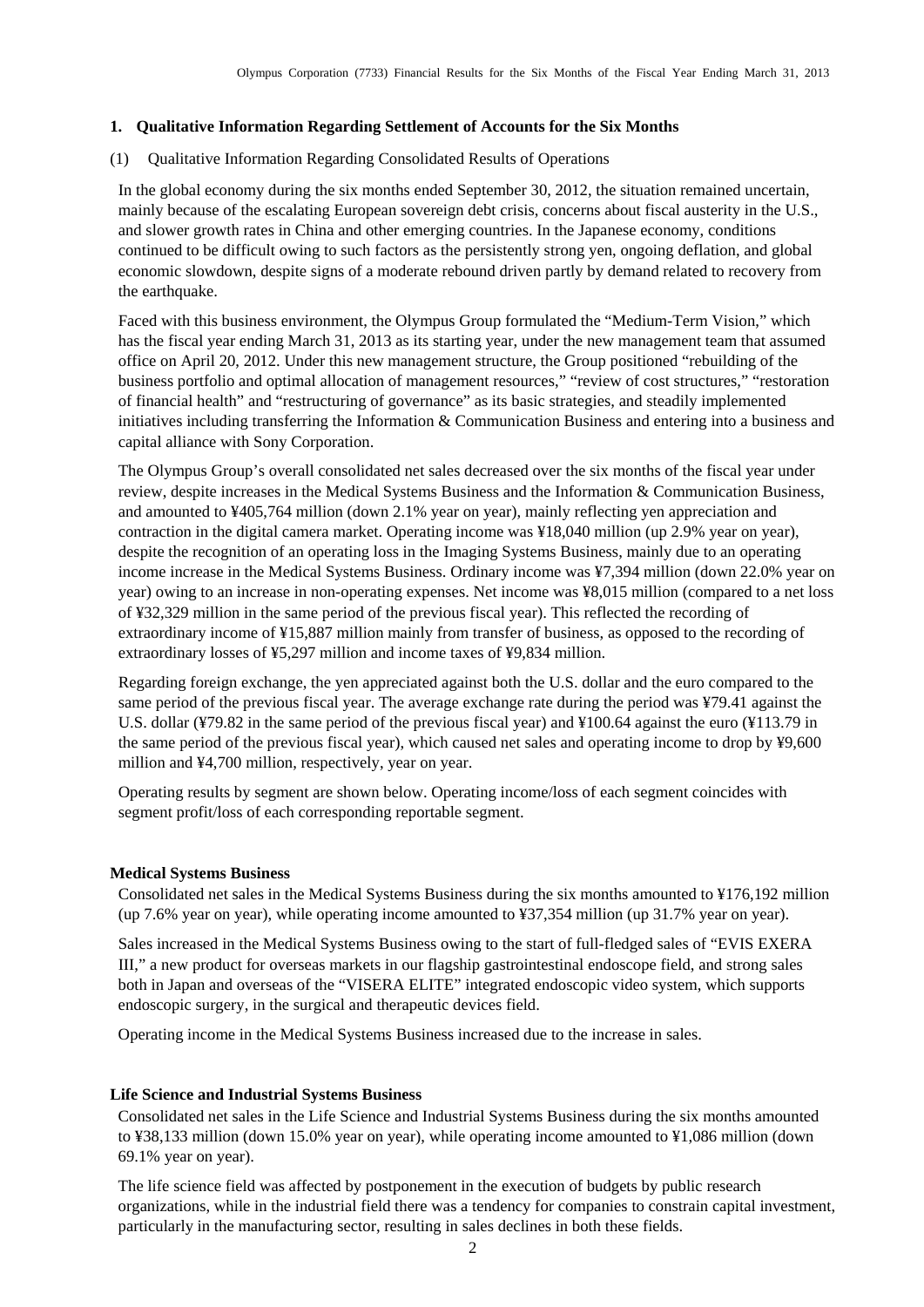## 1. Qualitative Information Regarding Settlement of Accounts for the Six Months

### (1) Qualitative Information Regarding Consolidated Results of Operations

In the global economy during the six months ended September 30, 2012, the situation remained uncertain, mainly because of the escalating European sovereign debt crisis, concerns about fiscal austerity in the U.S., and slower growth rates in China and other emerging countries. In the Japanese economy, conditions continued to be difficult owing to such factors as the persistently strong yen, ongoing deflation, and global economic slowdown, despite signs of a moderate rebound driven partly by demand related to recovery from the earthquake.

Faced with this business environment, the Olympus Group formulated the "Medium-Term Vision," which has the fiscal year ending March 31, 2013 as its starting year, under the new management team that assumed office on April 20, 2012. Under this new management structure, the Group positioned "rebuilding of the business portfolio and optimal allocation of management resources," "review of cost structures," "restoration of financial health" and "restructuring of governance" as its basic strategies, and steadily implemented initiatives including transferring the Information & Communication Business and entering into a business and capital alliance with Sony Corporation.

The Olympus Group's overall consolidated net sales decreased over the six months of the fiscal year under review, despite increases in the Medical Systems Business and the Information & Communication Business, and amounted to ¥405,764 million (down 2.1% year on year), mainly reflecting yen appreciation and contraction in the digital camera market. Operating income was ¥18,040 million (up 2.9% year on year), despite the recognition of an operating loss in the Imaging Systems Business, mainly due to an operating income increase in the Medical Systems Business. Ordinary income was ¥7,394 million (down 22.0% year on year) owing to an increase in non-operating expenses. Net income was ¥8,015 million (compared to a net loss of ¥32,329 million in the same period of the previous fiscal year). This reflected the recording of extraordinary income of ¥15,887 million mainly from transfer of business, as opposed to the recording of extraordinary losses of ¥5,297 million and income taxes of ¥9,834 million.

Regarding foreign exchange, the yen appreciated against both the U.S. dollar and the euro compared to the same period of the previous fiscal year. The average exchange rate during the period was ¥79.41 against the U.S. dollar (¥79.82 in the same period of the previous fiscal year) and ¥100.64 against the euro (¥113.79 in the same period of the previous fiscal year), which caused net sales and operating income to drop by ¥9,600 million and ¥4,700 million, respectively, year on year.

Operating results by segment are shown below. Operating income/loss of each segment coincides with segment profit/loss of each corresponding reportable segment.

**Medical Systems Business**

Consolidated net sales in the Medical Systems Business during the six months amounted to ¥176,192 million (up 7.6% year on year), while operating income amounted to ¥37,354 million (up 31.7% year on year).

Sales increased in the Medical Systems Business owing to the start of full-fledged sales of "EVIS EXERA III," a new product for overseas markets in our flagship gastrointestinal endoscope field, and strong sales both in Japan and overseas of the "VISERA ELITE" integrated endoscopic video system, which supports endoscopic surgery, in the surgical and therapeutic devices field.

Operating income in the Medical Systems Business increased due to the increase in sales.

**Life Science and Industrial Systems Business**

Consolidated net sales in the Life Science and Industrial Systems Business during the six months amounted to ¥38,133 million (down 15.0% year on year), while operating income amounted to ¥1,086 million (down 69.1% year on year).

The life science field was affected by postponement in the execution of budgets by public research organizations, while in the industrial field there was a tendency for companies to constrain capital investment, particularly in the manufacturing sector, resulting in sales declines in both these fields.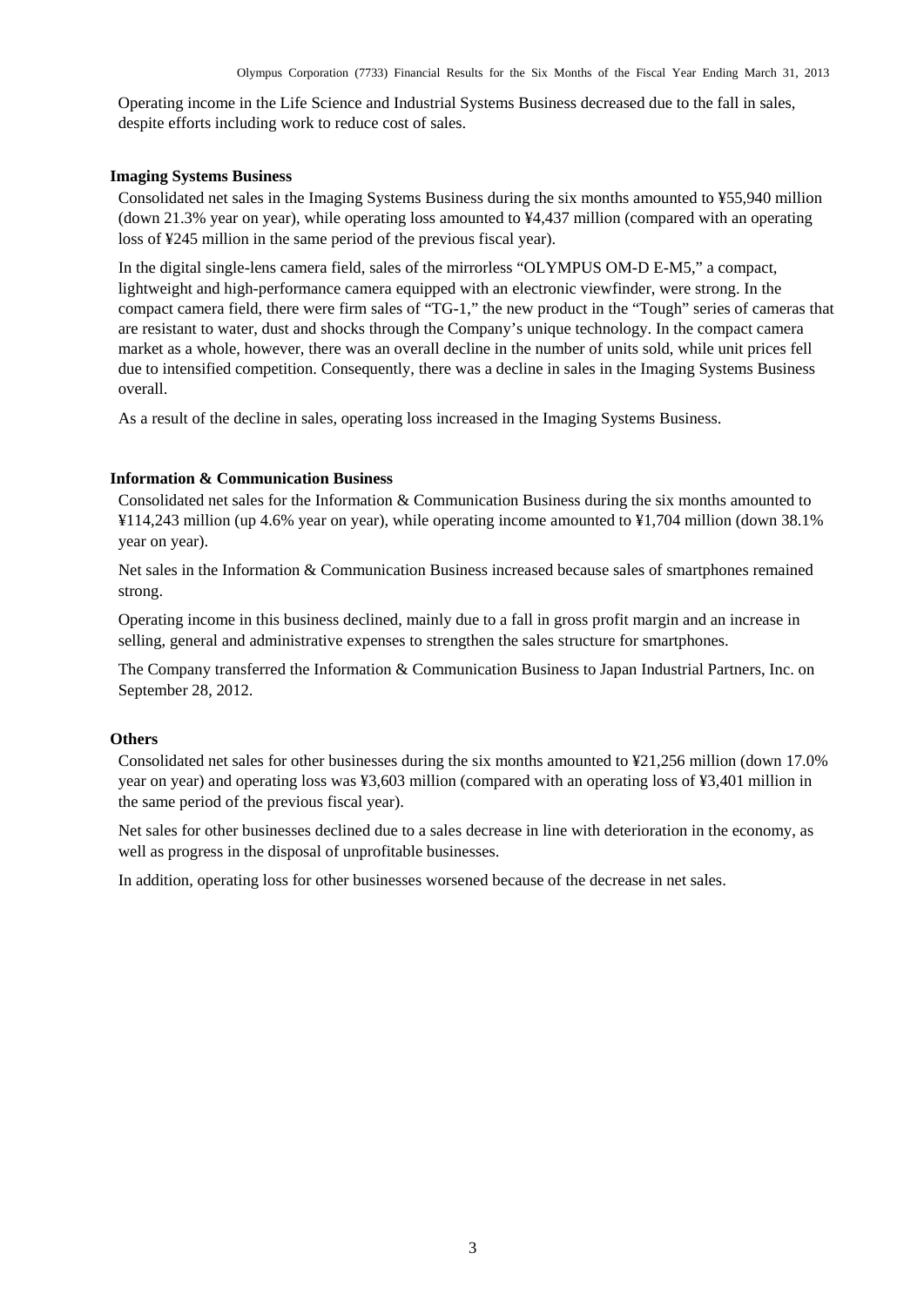Operating income in the Life Science and Industrial Systems Business decreased due to the fall in sales, despite efforts including work to reduce cost of sales.

**Imaging Systems Business**

Consolidated net sales in the Imaging Systems Business during the six months amounted to ¥55,940 million (down 21.3% year on year), while operating loss amounted to ¥4,437 million (compared with an operating loss of ¥245 million in the same period of the previous fiscal year).

In the digital single-lens camera field, sales of the mirrorless “OLYMPUS OM-D E-M5,” a compact, lightweight and high-performance camera equipped with an electronic viewfinder, were strong. In the compact camera field, there were firm sales of “TG-1,” the new product in the “Tough” series of cameras that are resistant to water, dust and shocks through the Company’s unique technology. In the compact camera market as a whole, however, there was an overall decline in the number of units sold, while unit prices fell due to intensified competition. Consequently, there was a decline in sales in the Imaging Systems Business overall.

As a result of the decline in sales, operating loss increased in the Imaging Systems Business.

**Information & Communication Business**

Consolidated net sales for the Information & Communication Business during the six months amounted to ¥114,243 million (up 4.6% year on year), while operating income amounted to ¥1,704 million (down 38.1% year on year).

Net sales in the Information & Communication Business increased because sales of smartphones remained strong.

Operating income in this business declined, mainly due to a fall in gross profit margin and an increase in selling, general and administrative expenses to strengthen the sales structure for smartphones.

The Company transferred the Information & Communication Business to Japan Industrial Partners, Inc. on September 28, 2012.

**Others**

Consolidated net sales for other businesses during the six months amounted to ¥21,256 million (down 17.0% year on year) and operating loss was ¥3,603 million (compared with an operating loss of ¥3,401 million in the same period of the previous fiscal year).

Net sales for other businesses declined due to a sales decrease in line with deterioration in the economy, as well as progress in the disposal of unprofitable businesses.

In addition, operating loss for other businesses worsened because of the decrease in net sales.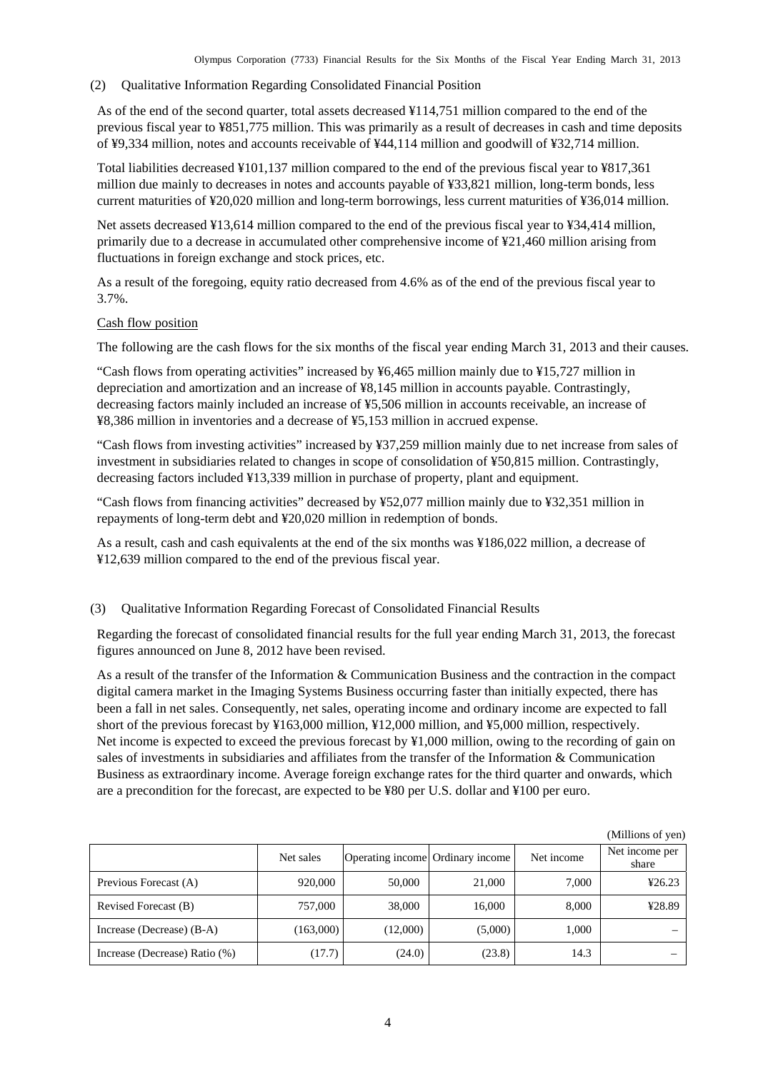## (2) Qualitative Information Regarding Consolidated Financial Position

As of the end of the second quarter, total assets decreased ¥114,751 million compared to the end of the previous fiscal year to ¥851,775 million. This was primarily as a result of decreases in cash and time deposits of ¥9,334 million, notes and accounts receivable of ¥44,114 million and goodwill of ¥32,714 million.

Total liabilities decreased ¥101,137 million compared to the end of the previous fiscal year to ¥817,361 million due mainly to decreases in notes and accounts payable of ¥33,821 million, long-term bonds, less current maturities of ¥20,020 million and long-term borrowings, less current maturities of ¥36,014 million.

Net assets decreased ¥13,614 million compared to the end of the previous fiscal year to ¥34,414 million, primarily due to a decrease in accumulated other comprehensive income of ¥21,460 million arising from fluctuations in foreign exchange and stock prices, etc.

As a result of the foregoing, equity ratio decreased from 4.6% as of the end of the previous fiscal year to 3.7%.

Cash flow position

The following are the cash flows for the six months of the fiscal year ending March 31, 2013 and their causes.

“Cash flows from operating activities” increased by ¥6,465 million mainly due to ¥15,727 million in depreciation and amortization and an increase of ¥8,145 million in accounts payable. Contrastingly, decreasing factors mainly included an increase of ¥5,506 million in accounts receivable, an increase of ¥8,386 million in inventories and a decrease of ¥5,153 million in accrued expense.

“Cash flows from investing activities” increased by ¥37,259 million mainly due to net increase from sales of investment in subsidiaries related to changes in scope of consolidation of ¥50,815 million. Contrastingly, decreasing factors included ¥13,339 million in purchase of property, plant and equipment.

“Cash flows from financing activities” decreased by ¥52,077 million mainly due to ¥32,351 million in repayments of long-term debt and ¥20,020 million in redemption of bonds.

As a result, cash and cash equivalents at the end of the six months was ¥186,022 million, a decrease of ¥12,639 million compared to the end of the previous fiscal year.

## (3) Qualitative Information Regarding Forecast of Consolidated Financial Results

Regarding the forecast of consolidated financial results for the full year ending March 31, 2013, the forecast figures announced on June 8, 2012 have been revised.

As a result of the transfer of the Information & Communication Business and the contraction in the compact digital camera market in the Imaging Systems Business occurring faster than initially expected, there has been a fall in net sales. Consequently, net sales, operating income and ordinary income are expected to fall short of the previous forecast by ¥163,000 million, ¥12,000 million, and ¥5,000 million, respectively. Net income is expected to exceed the previous forecast by ¥1,000 million, owing to the recording of gain on sales of investments in subsidiaries and affiliates from the transfer of the Information & Communication Business as extraordinary income. Average foreign exchange rates for the third quarter and onwards, which are a precondition for the forecast, are expected to be ¥80 per U.S. dollar and ¥100 per euro.

(Millions of yen)

| | Net sales | Operating income | Ordinary income | Net income | Net income per share |
|---|---|---|---|---|---|
| Previous Forecast (A) | 920,000 | 50,000 | 21,000 | 7,000 | ¥26.23 |
| Revised Forecast (B) | 757,000 | 38,000 | 16,000 | 8,000 | ¥28.89 |
| Increase (Decrease) (B-A) | (163,000) | (12,000) | (5,000) | 1,000 | – |
| Increase (Decrease) Ratio (%) | (17.7) | (24.0) | (23.8) | 14.3 | – |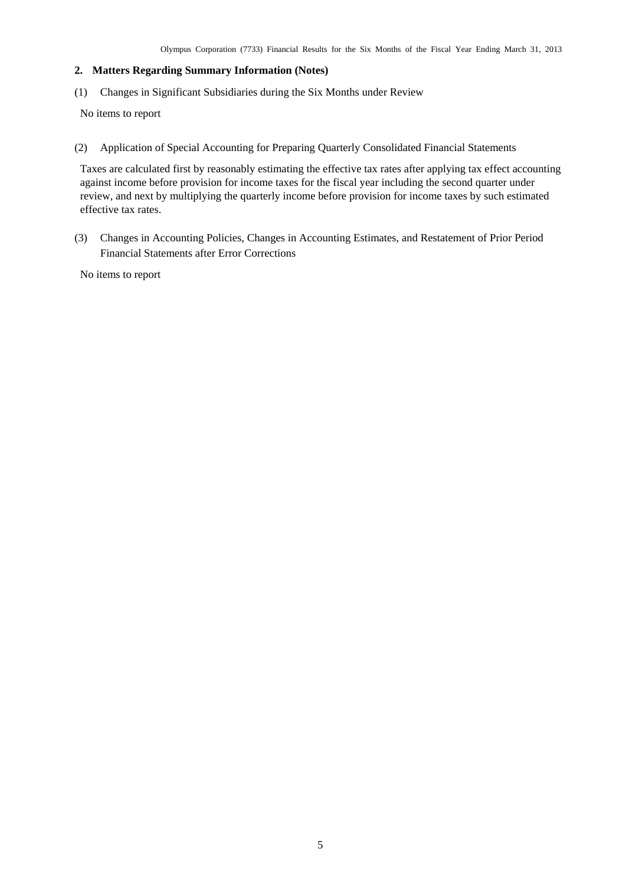## 2. Matters Regarding Summary Information (Notes)

(1) Changes in Significant Subsidiaries during the Six Months under Review

No items to report

(2) Application of Special Accounting for Preparing Quarterly Consolidated Financial Statements

Taxes are calculated first by reasonably estimating the effective tax rates after applying tax effect accounting against income before provision for income taxes for the fiscal year including the second quarter under review, and next by multiplying the quarterly income before provision for income taxes by such estimated effective tax rates.

(3) Changes in Accounting Policies, Changes in Accounting Estimates, and Restatement of Prior Period Financial Statements after Error Corrections

No items to report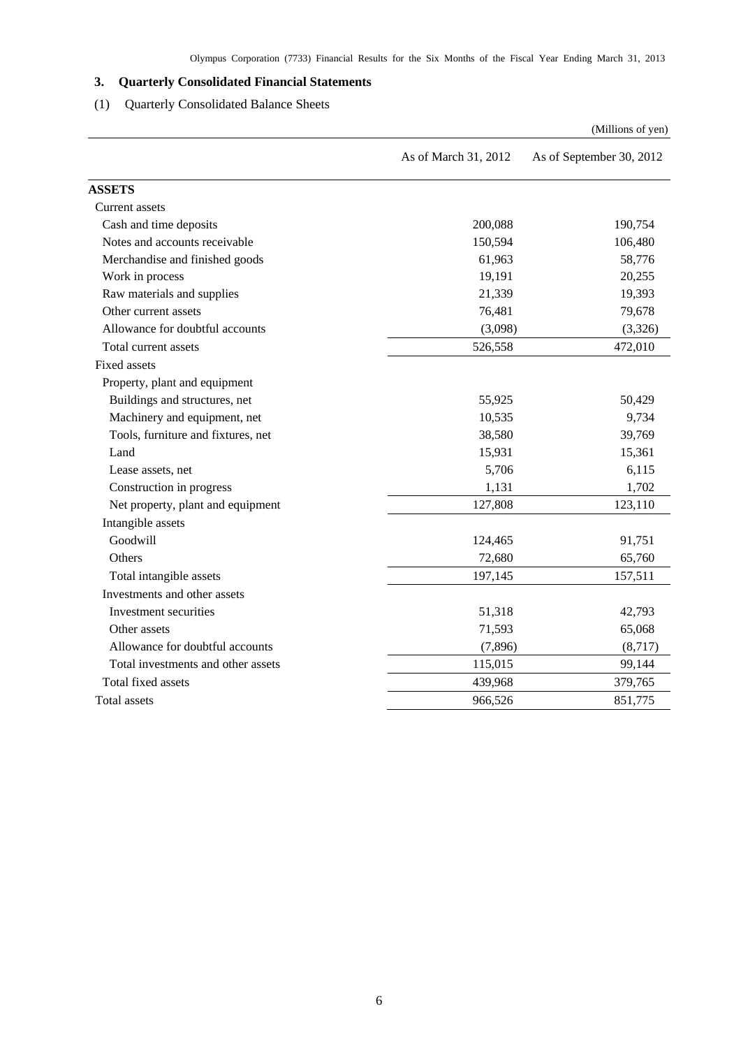## 3. Quarterly Consolidated Financial Statements

### (1) Quarterly Consolidated Balance Sheets

(Millions of yen)

| | As of March 31, 2012 | As of September 30, 2012 |
|---|---|---|
| **ASSETS** | | |
| Current assets | | |
| Cash and time deposits | 200,088 | 190,754 |
| Notes and accounts receivable | 150,594 | 106,480 |
| Merchandise and finished goods | 61,963 | 58,776 |
| Work in process | 19,191 | 20,255 |
| Raw materials and supplies | 21,339 | 19,393 |
| Other current assets | 76,481 | 79,678 |
| Allowance for doubtful accounts | (3,098) | (3,326) |
| Total current assets | 526,558 | 472,010 |
| Fixed assets | | |
| Property, plant and equipment | | |
| Buildings and structures, net | 55,925 | 50,429 |
| Machinery and equipment, net | 10,535 | 9,734 |
| Tools, furniture and fixtures, net | 38,580 | 39,769 |
| Land | 15,931 | 15,361 |
| Lease assets, net | 5,706 | 6,115 |
| Construction in progress | 1,131 | 1,702 |
| Net property, plant and equipment | 127,808 | 123,110 |
| Intangible assets | | |
| Goodwill | 124,465 | 91,751 |
| Others | 72,680 | 65,760 |
| Total intangible assets | 197,145 | 157,511 |
| Investments and other assets | | |
| Investment securities | 51,318 | 42,793 |
| Other assets | 71,593 | 65,068 |
| Allowance for doubtful accounts | (7,896) | (8,717) |
| Total investments and other assets | 115,015 | 99,144 |
| Total fixed assets | 439,968 | 379,765 |
| Total assets | 966,526 | 851,775 |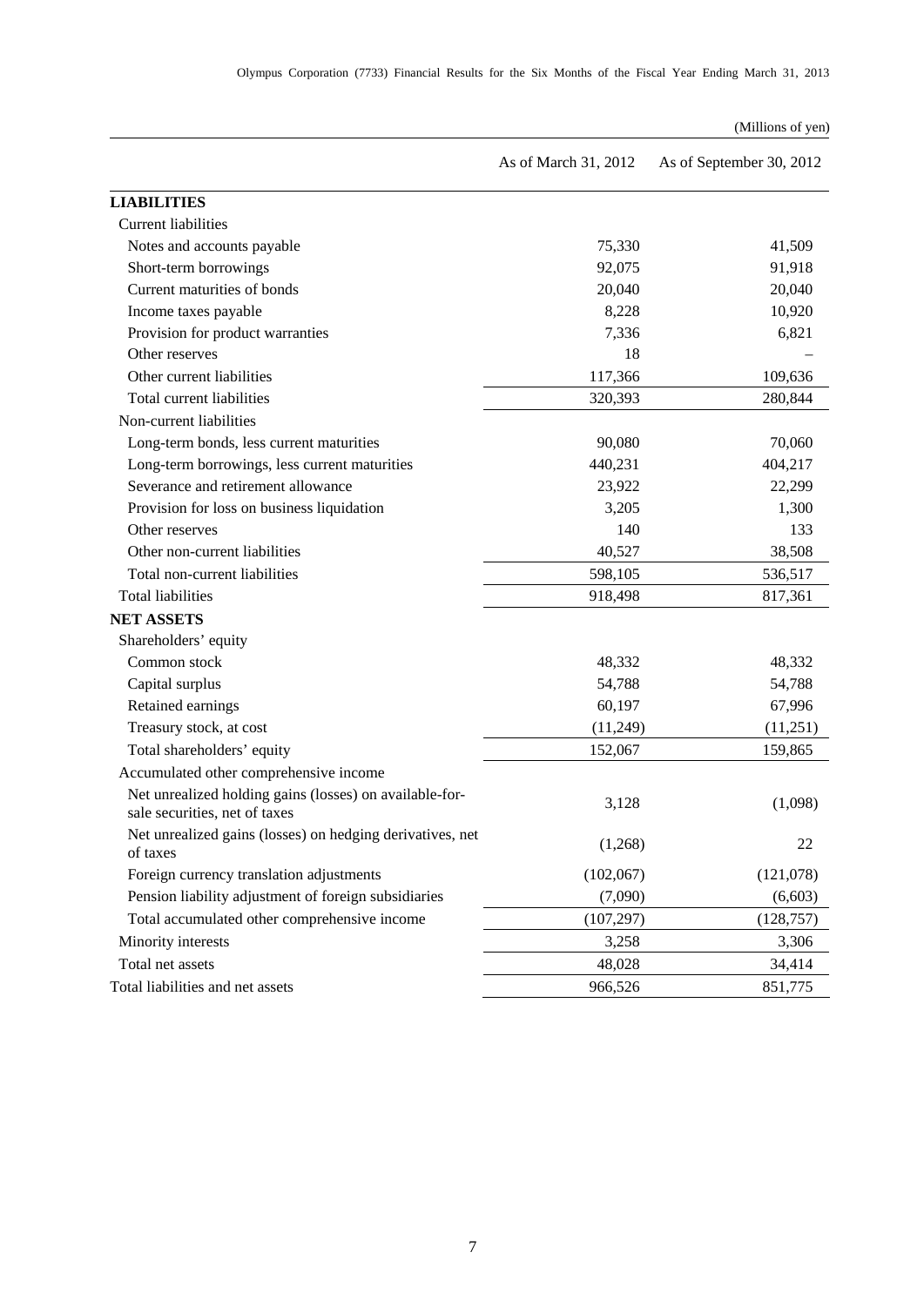(Millions of yen)

| | As of March 31, 2012 | As of September 30, 2012 |
|---|---|---|
| **LIABILITIES** | | |
| Current liabilities | | |
| Notes and accounts payable | 75,330 | 41,509 |
| Short-term borrowings | 92,075 | 91,918 |
| Current maturities of bonds | 20,040 | 20,040 |
| Income taxes payable | 8,228 | 10,920 |
| Provision for product warranties | 7,336 | 6,821 |
| Other reserves | 18 | – |
| Other current liabilities | 117,366 | 109,636 |
| Total current liabilities | 320,393 | 280,844 |
| Non-current liabilities | | |
| Long-term bonds, less current maturities | 90,080 | 70,060 |
| Long-term borrowings, less current maturities | 440,231 | 404,217 |
| Severance and retirement allowance | 23,922 | 22,299 |
| Provision for loss on business liquidation | 3,205 | 1,300 |
| Other reserves | 140 | 133 |
| Other non-current liabilities | 40,527 | 38,508 |
| Total non-current liabilities | 598,105 | 536,517 |
| Total liabilities | 918,498 | 817,361 |
| **NET ASSETS** | | |
| Shareholders' equity | | |
| Common stock | 48,332 | 48,332 |
| Capital surplus | 54,788 | 54,788 |
| Retained earnings | 60,197 | 67,996 |
| Treasury stock, at cost | (11,249) | (11,251) |
| Total shareholders' equity | 152,067 | 159,865 |
| Accumulated other comprehensive income | | |
| Net unrealized holding gains (losses) on available-for-sale securities, net of taxes | 3,128 | (1,098) |
| Net unrealized gains (losses) on hedging derivatives, net of taxes | (1,268) | 22 |
| Foreign currency translation adjustments | (102,067) | (121,078) |
| Pension liability adjustment of foreign subsidiaries | (7,090) | (6,603) |
| Total accumulated other comprehensive income | (107,297) | (128,757) |
| Minority interests | 3,258 | 3,306 |
| Total net assets | 48,028 | 34,414 |
| Total liabilities and net assets | 966,526 | 851,775 |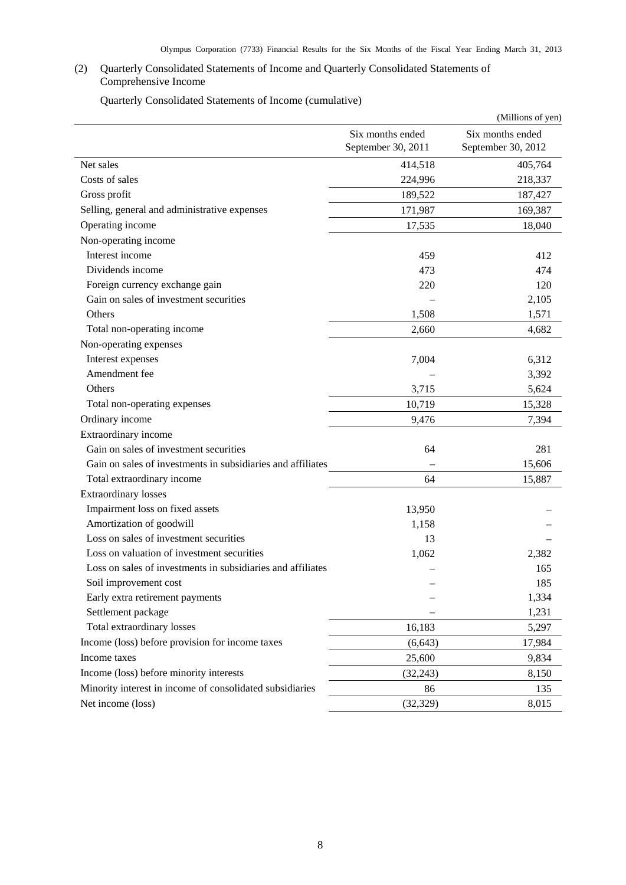(2) Quarterly Consolidated Statements of Income and Quarterly Consolidated Statements of Comprehensive Income

Quarterly Consolidated Statements of Income (cumulative)

(Millions of yen)

| | Six months ended September 30, 2011 | Six months ended September 30, 2012 |
|---|---|---|
| Net sales | 414,518 | 405,764 |
| Costs of sales | 224,996 | 218,337 |
| Gross profit | 189,522 | 187,427 |
| Selling, general and administrative expenses | 171,987 | 169,387 |
| Operating income | 17,535 | 18,040 |
| Non-operating income | | |
| Interest income | 459 | 412 |
| Dividends income | 473 | 474 |
| Foreign currency exchange gain | 220 | 120 |
| Gain on sales of investment securities | – | 2,105 |
| Others | 1,508 | 1,571 |
| Total non-operating income | 2,660 | 4,682 |
| Non-operating expenses | | |
| Interest expenses | 7,004 | 6,312 |
| Amendment fee | – | 3,392 |
| Others | 3,715 | 5,624 |
| Total non-operating expenses | 10,719 | 15,328 |
| Ordinary income | 9,476 | 7,394 |
| Extraordinary income | | |
| Gain on sales of investment securities | 64 | 281 |
| Gain on sales of investments in subsidiaries and affiliates | – | 15,606 |
| Total extraordinary income | 64 | 15,887 |
| Extraordinary losses | | |
| Impairment loss on fixed assets | 13,950 | – |
| Amortization of goodwill | 1,158 | – |
| Loss on sales of investment securities | 13 | – |
| Loss on valuation of investment securities | 1,062 | 2,382 |
| Loss on sales of investments in subsidiaries and affiliates | – | 165 |
| Soil improvement cost | – | 185 |
| Early extra retirement payments | – | 1,334 |
| Settlement package | – | 1,231 |
| Total extraordinary losses | 16,183 | 5,297 |
| Income (loss) before provision for income taxes | (6,643) | 17,984 |
| Income taxes | 25,600 | 9,834 |
| Income (loss) before minority interests | (32,243) | 8,150 |
| Minority interest in income of consolidated subsidiaries | 86 | 135 |
| Net income (loss) | (32,329) | 8,015 |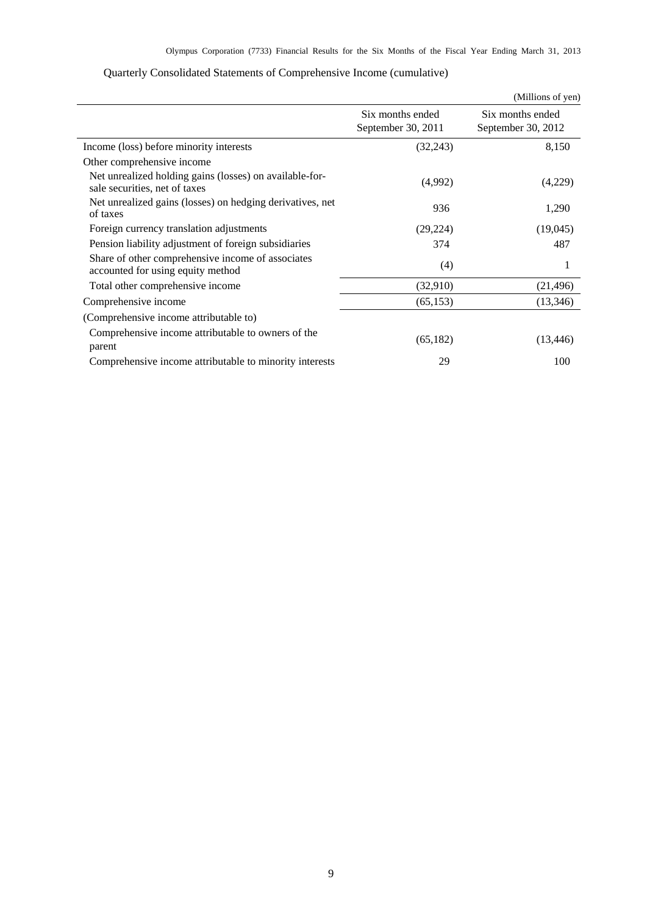Quarterly Consolidated Statements of Comprehensive Income (cumulative)

(Millions of yen)

| | Six months ended September 30, 2011 | Six months ended September 30, 2012 |
|---|---|---|
| Income (loss) before minority interests | (32,243) | 8,150 |
| Other comprehensive income | | |
| Net unrealized holding gains (losses) on available-for-sale securities, net of taxes | (4,992) | (4,229) |
| Net unrealized gains (losses) on hedging derivatives, net of taxes | 936 | 1,290 |
| Foreign currency translation adjustments | (29,224) | (19,045) |
| Pension liability adjustment of foreign subsidiaries | 374 | 487 |
| Share of other comprehensive income of associates accounted for using equity method | (4) | 1 |
| Total other comprehensive income | (32,910) | (21,496) |
| Comprehensive income | (65,153) | (13,346) |
| (Comprehensive income attributable to) | | |
| Comprehensive income attributable to owners of the parent | (65,182) | (13,446) |
| Comprehensive income attributable to minority interests | 29 | 100 |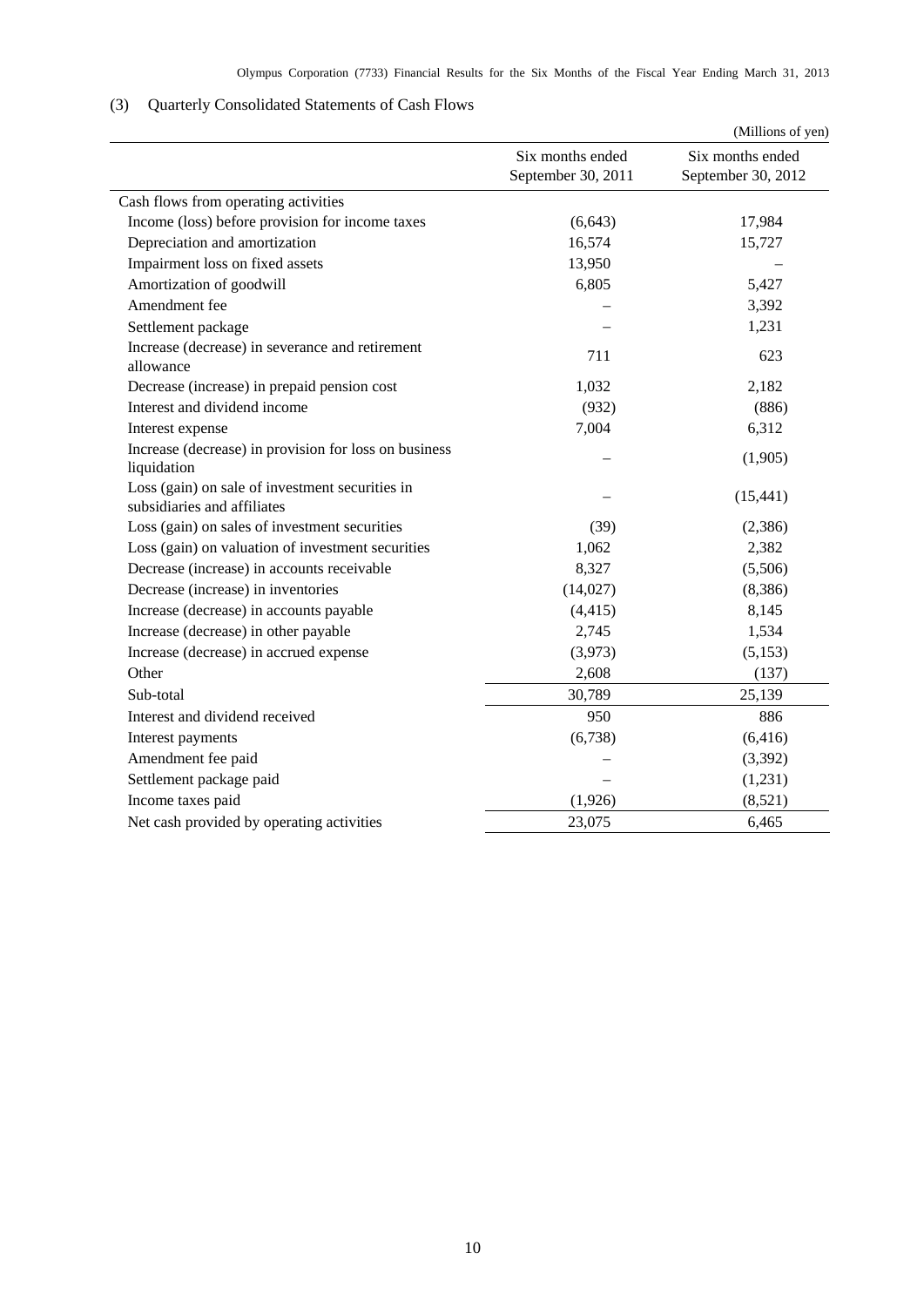## (3) Quarterly Consolidated Statements of Cash Flows

(Millions of yen)

| | Six months ended September 30, 2011 | Six months ended September 30, 2012 |
|---|---|---|
| Cash flows from operating activities | | |
| Income (loss) before provision for income taxes | (6,643) | 17,984 |
| Depreciation and amortization | 16,574 | 15,727 |
| Impairment loss on fixed assets | 13,950 | – |
| Amortization of goodwill | 6,805 | 5,427 |
| Amendment fee | – | 3,392 |
| Settlement package | – | 1,231 |
| Increase (decrease) in severance and retirement allowance | 711 | 623 |
| Decrease (increase) in prepaid pension cost | 1,032 | 2,182 |
| Interest and dividend income | (932) | (886) |
| Interest expense | 7,004 | 6,312 |
| Increase (decrease) in provision for loss on business liquidation | – | (1,905) |
| Loss (gain) on sale of investment securities in subsidiaries and affiliates | – | (15,441) |
| Loss (gain) on sales of investment securities | (39) | (2,386) |
| Loss (gain) on valuation of investment securities | 1,062 | 2,382 |
| Decrease (increase) in accounts receivable | 8,327 | (5,506) |
| Decrease (increase) in inventories | (14,027) | (8,386) |
| Increase (decrease) in accounts payable | (4,415) | 8,145 |
| Increase (decrease) in other payable | 2,745 | 1,534 |
| Increase (decrease) in accrued expense | (3,973) | (5,153) |
| Other | 2,608 | (137) |
| Sub-total | 30,789 | 25,139 |
| Interest and dividend received | 950 | 886 |
| Interest payments | (6,738) | (6,416) |
| Amendment fee paid | – | (3,392) |
| Settlement package paid | – | (1,231) |
| Income taxes paid | (1,926) | (8,521) |
| Net cash provided by operating activities | 23,075 | 6,465 |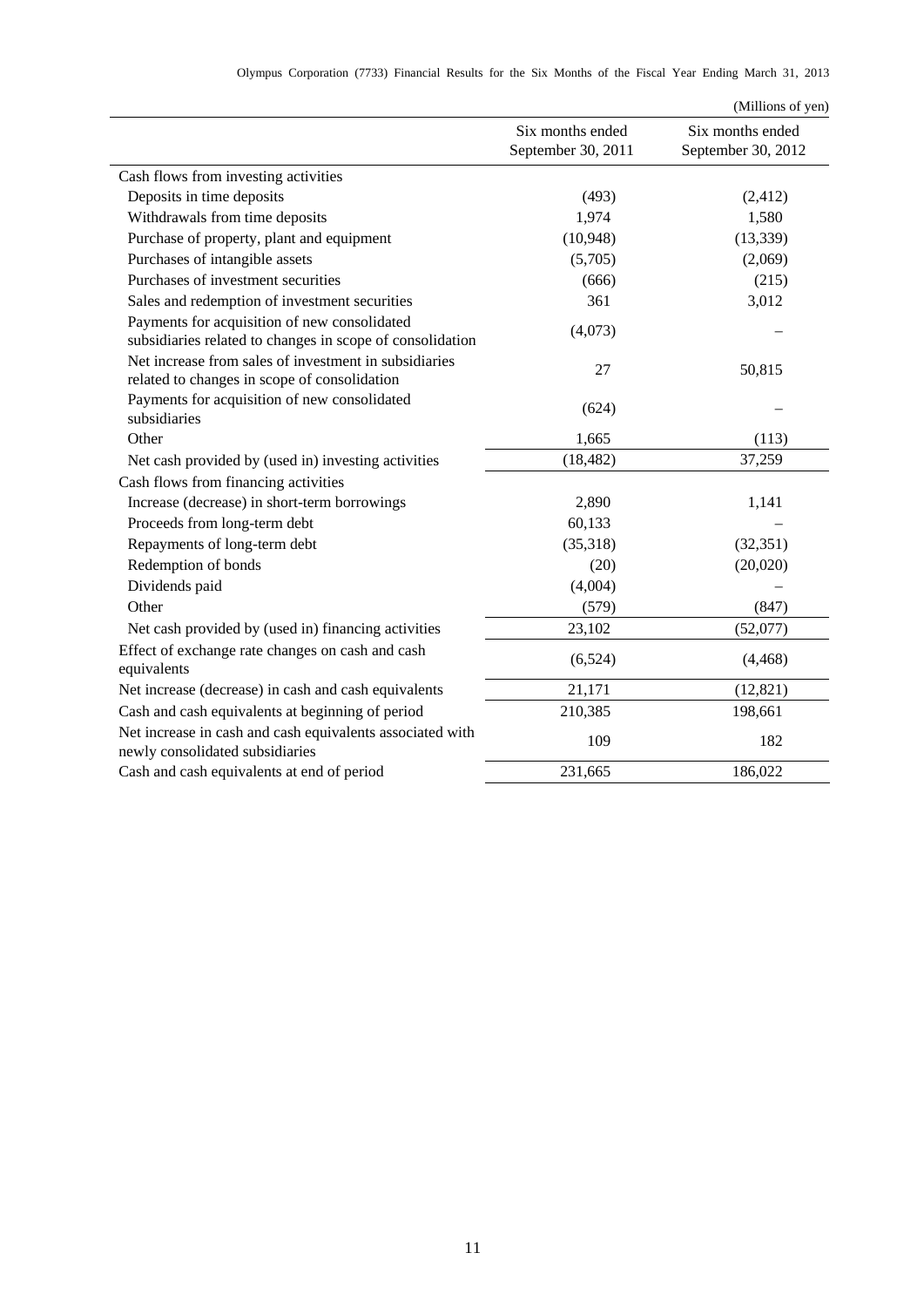(Millions of yen)

| | Six months ended September 30, 2011 | Six months ended September 30, 2012 |
|---|---|---|
| Cash flows from investing activities | | |
| Deposits in time deposits | (493) | (2,412) |
| Withdrawals from time deposits | 1,974 | 1,580 |
| Purchase of property, plant and equipment | (10,948) | (13,339) |
| Purchases of intangible assets | (5,705) | (2,069) |
| Purchases of investment securities | (666) | (215) |
| Sales and redemption of investment securities | 361 | 3,012 |
| Payments for acquisition of new consolidated subsidiaries related to changes in scope of consolidation | (4,073) | – |
| Net increase from sales of investment in subsidiaries related to changes in scope of consolidation | 27 | 50,815 |
| Payments for acquisition of new consolidated subsidiaries | (624) | – |
| Other | 1,665 | (113) |
| Net cash provided by (used in) investing activities | (18,482) | 37,259 |
| Cash flows from financing activities | | |
| Increase (decrease) in short-term borrowings | 2,890 | 1,141 |
| Proceeds from long-term debt | 60,133 | – |
| Repayments of long-term debt | (35,318) | (32,351) |
| Redemption of bonds | (20) | (20,020) |
| Dividends paid | (4,004) | – |
| Other | (579) | (847) |
| Net cash provided by (used in) financing activities | 23,102 | (52,077) |
| Effect of exchange rate changes on cash and cash equivalents | (6,524) | (4,468) |
| Net increase (decrease) in cash and cash equivalents | 21,171 | (12,821) |
| Cash and cash equivalents at beginning of period | 210,385 | 198,661 |
| Net increase in cash and cash equivalents associated with newly consolidated subsidiaries | 109 | 182 |
| Cash and cash equivalents at end of period | 231,665 | 186,022 |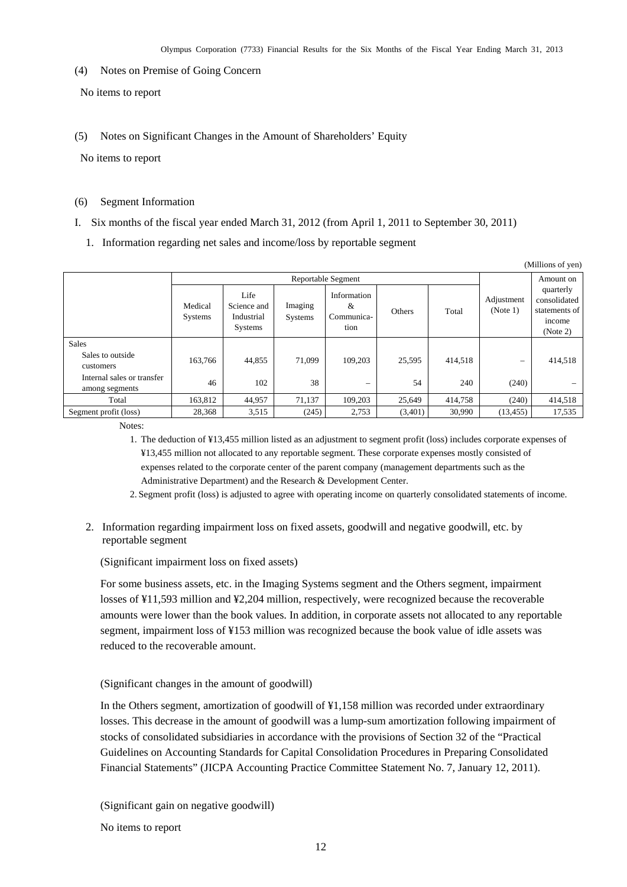(4) Notes on Premise of Going Concern

No items to report

(5) Notes on Significant Changes in the Amount of Shareholders' Equity

No items to report

(6) Segment Information

I. Six months of the fiscal year ended March 31, 2012 (from April 1, 2011 to September 30, 2011)

1. Information regarding net sales and income/loss by reportable segment

(Millions of yen)

| | Reportable Segment | | | | | | Adjustment (Note 1) | Amount on quarterly consolidated statements of income (Note 2) |
|---|---|---|---|---|---|---|---|---|
| | Medical Systems | Life Science and Industrial Systems | Imaging Systems | Information & Communication | Others | Total | | |
| Sales | | | | | | | | |
| Sales to outside customers | 163,766 | 44,855 | 71,099 | 109,203 | 25,595 | 414,518 | – | 414,518 |
| Internal sales or transfer among segments | 46 | 102 | 38 | – | 54 | 240 | (240) | – |
| Total | 163,812 | 44,957 | 71,137 | 109,203 | 25,649 | 414,758 | (240) | 414,518 |
| Segment profit (loss) | 28,368 | 3,515 | (245) | 2,753 | (3,401) | 30,990 | (13,455) | 17,535 |

Notes:

1. The deduction of ¥13,455 million listed as an adjustment to segment profit (loss) includes corporate expenses of ¥13,455 million not allocated to any reportable segment. These corporate expenses mostly consisted of expenses related to the corporate center of the parent company (management departments such as the Administrative Department) and the Research & Development Center.
2. Segment profit (loss) is adjusted to agree with operating income on quarterly consolidated statements of income.

2. Information regarding impairment loss on fixed assets, goodwill and negative goodwill, etc. by reportable segment

(Significant impairment loss on fixed assets)

For some business assets, etc. in the Imaging Systems segment and the Others segment, impairment losses of ¥11,593 million and ¥2,204 million, respectively, were recognized because the recoverable amounts were lower than the book values. In addition, in corporate assets not allocated to any reportable segment, impairment loss of ¥153 million was recognized because the book value of idle assets was reduced to the recoverable amount.

(Significant changes in the amount of goodwill)

In the Others segment, amortization of goodwill of ¥1,158 million was recorded under extraordinary losses. This decrease in the amount of goodwill was a lump-sum amortization following impairment of stocks of consolidated subsidiaries in accordance with the provisions of Section 32 of the "Practical Guidelines on Accounting Standards for Capital Consolidation Procedures in Preparing Consolidated Financial Statements" (JICPA Accounting Practice Committee Statement No. 7, January 12, 2011).

(Significant gain on negative goodwill)

No items to report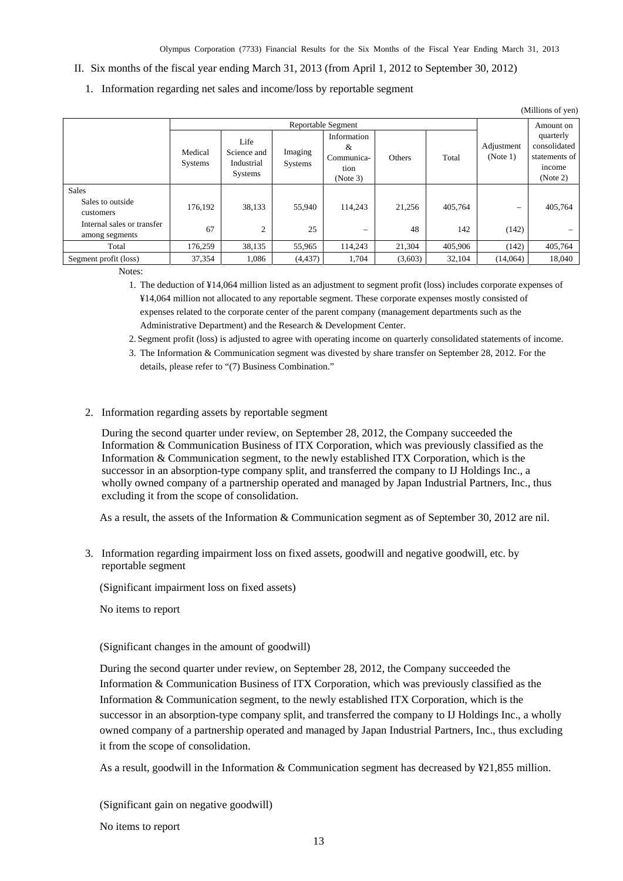## II. Six months of the fiscal year ending March 31, 2013 (from April 1, 2012 to September 30, 2012)

### 1. Information regarding net sales and income/loss by reportable segment

(Millions of yen)

| | Reportable Segment | | | | | | Adjustment (Note 1) | Amount on quarterly consolidated statements of income (Note 2) |
|---|---|---|---|---|---|---|---|---|
| | Medical Systems | Life Science and Industrial Systems | Imaging Systems | Information & Communica-tion (Note 3) | Others | Total | | |
| Sales | | | | | | | | |
| Sales to outside customers | 176,192 | 38,133 | 55,940 | 114,243 | 21,256 | 405,764 | – | 405,764 |
| Internal sales or transfer among segments | 67 | 2 | 25 | – | 48 | 142 | (142) | – |
| Total | 176,259 | 38,135 | 55,965 | 114,243 | 21,304 | 405,906 | (142) | 405,764 |
| Segment profit (loss) | 37,354 | 1,086 | (4,437) | 1,704 | (3,603) | 32,104 | (14,064) | 18,040 |

Notes:

1. The deduction of ¥14,064 million listed as an adjustment to segment profit (loss) includes corporate expenses of ¥14,064 million not allocated to any reportable segment. These corporate expenses mostly consisted of expenses related to the corporate center of the parent company (management departments such as the Administrative Department) and the Research & Development Center.
2. Segment profit (loss) is adjusted to agree with operating income on quarterly consolidated statements of income.
3. The Information & Communication segment was divested by share transfer on September 28, 2012. For the details, please refer to "(7) Business Combination."

### 2. Information regarding assets by reportable segment

During the second quarter under review, on September 28, 2012, the Company succeeded the Information & Communication Business of ITX Corporation, which was previously classified as the Information & Communication segment, to the newly established ITX Corporation, which is the successor in an absorption-type company split, and transferred the company to IJ Holdings Inc., a wholly owned company of a partnership operated and managed by Japan Industrial Partners, Inc., thus excluding it from the scope of consolidation.

As a result, the assets of the Information & Communication segment as of September 30, 2012 are nil.

### 3. Information regarding impairment loss on fixed assets, goodwill and negative goodwill, etc. by reportable segment

(Significant impairment loss on fixed assets)

No items to report

(Significant changes in the amount of goodwill)

During the second quarter under review, on September 28, 2012, the Company succeeded the Information & Communication Business of ITX Corporation, which was previously classified as the Information & Communication segment, to the newly established ITX Corporation, which is the successor in an absorption-type company split, and transferred the company to IJ Holdings Inc., a wholly owned company of a partnership operated and managed by Japan Industrial Partners, Inc., thus excluding it from the scope of consolidation.

As a result, goodwill in the Information & Communication segment has decreased by ¥21,855 million.

(Significant gain on negative goodwill)

No items to report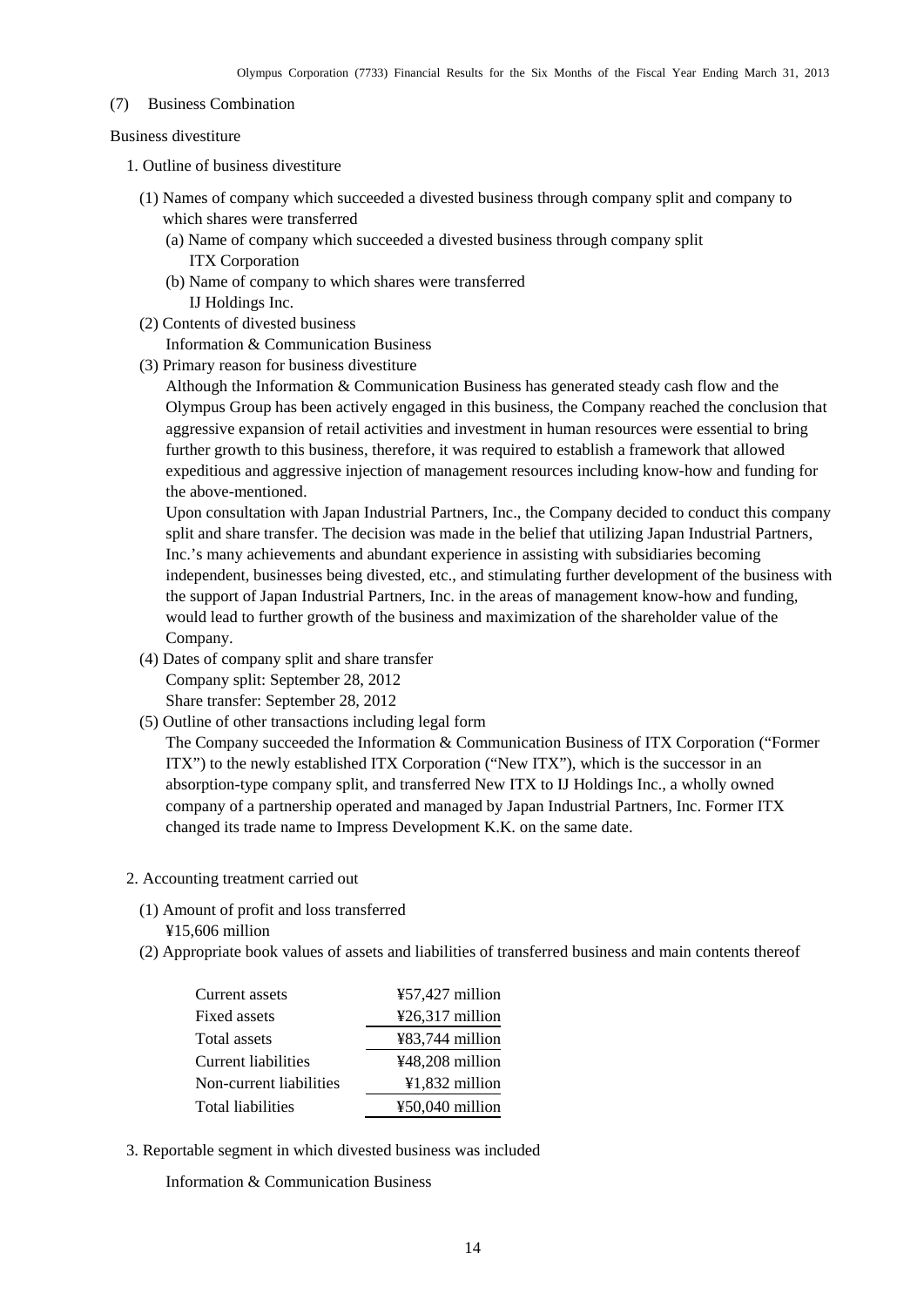## (7) Business Combination

Business divestiture

1. Outline of business divestiture

   (1) Names of company which succeeded a divested business through company split and company to which shares were transferred

      (a) Name of company which succeeded a divested business through company split
         ITX Corporation

      (b) Name of company to which shares were transferred
         IJ Holdings Inc.

   (2) Contents of divested business
      Information & Communication Business

   (3) Primary reason for business divestiture
      Although the Information & Communication Business has generated steady cash flow and the Olympus Group has been actively engaged in this business, the Company reached the conclusion that aggressive expansion of retail activities and investment in human resources were essential to bring further growth to this business, therefore, it was required to establish a framework that allowed expeditious and aggressive injection of management resources including know-how and funding for the above-mentioned.
      Upon consultation with Japan Industrial Partners, Inc., the Company decided to conduct this company split and share transfer. The decision was made in the belief that utilizing Japan Industrial Partners, Inc.'s many achievements and abundant experience in assisting with subsidiaries becoming independent, businesses being divested, etc., and stimulating further development of the business with the support of Japan Industrial Partners, Inc. in the areas of management know-how and funding, would lead to further growth of the business and maximization of the shareholder value of the Company.

   (4) Dates of company split and share transfer
      Company split: September 28, 2012
      Share transfer: September 28, 2012

   (5) Outline of other transactions including legal form
      The Company succeeded the Information & Communication Business of ITX Corporation ("Former ITX") to the newly established ITX Corporation ("New ITX"), which is the successor in an absorption-type company split, and transferred New ITX to IJ Holdings Inc., a wholly owned company of a partnership operated and managed by Japan Industrial Partners, Inc. Former ITX changed its trade name to Impress Development K.K. on the same date.

2. Accounting treatment carried out

   (1) Amount of profit and loss transferred
      ¥15,606 million

   (2) Appropriate book values of assets and liabilities of transferred business and main contents thereof

| | |
|---|---|
| Current assets | ¥57,427 million |
| Fixed assets | ¥26,317 million |
| Total assets | ¥83,744 million |
| Current liabilities | ¥48,208 million |
| Non-current liabilities | ¥1,832 million |
| Total liabilities | ¥50,040 million |

3. Reportable segment in which divested business was included

   Information & Communication Business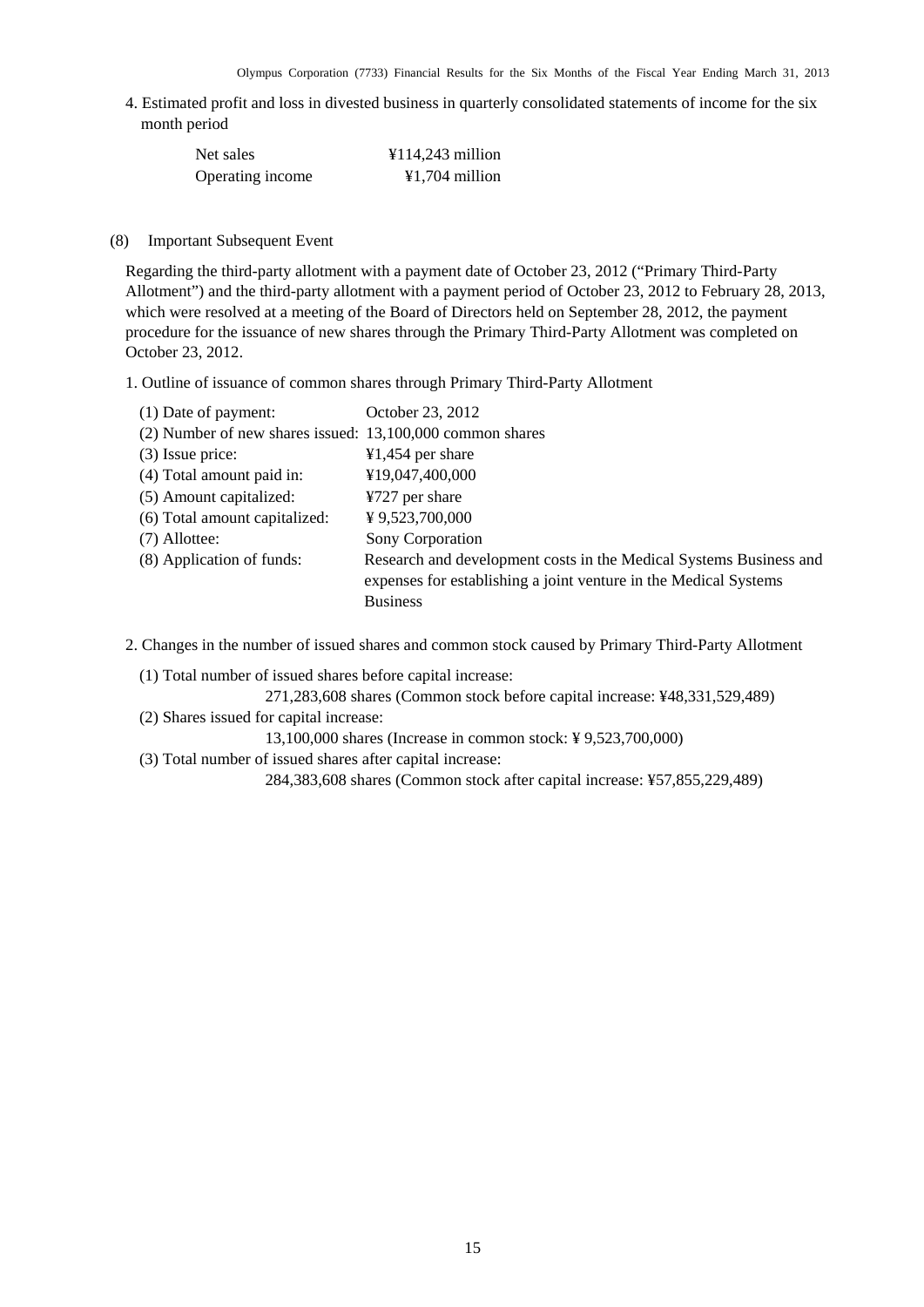4. Estimated profit and loss in divested business in quarterly consolidated statements of income for the six month period

| | |
|---|---|
| Net sales | ¥114,243 million |
| Operating income | ¥1,704 million |

(8) Important Subsequent Event

Regarding the third-party allotment with a payment date of October 23, 2012 ("Primary Third-Party Allotment") and the third-party allotment with a payment period of October 23, 2012 to February 28, 2013, which were resolved at a meeting of the Board of Directors held on September 28, 2012, the payment procedure for the issuance of new shares through the Primary Third-Party Allotment was completed on October 23, 2012.

1. Outline of issuance of common shares through Primary Third-Party Allotment

| | |
|---|---|
| (1) Date of payment: | October 23, 2012 |
| (2) Number of new shares issued: | 13,100,000 common shares |
| (3) Issue price: | ¥1,454 per share |
| (4) Total amount paid in: | ¥19,047,400,000 |
| (5) Amount capitalized: | ¥727 per share |
| (6) Total amount capitalized: | ¥ 9,523,700,000 |
| (7) Allottee: | Sony Corporation |
| (8) Application of funds: | Research and development costs in the Medical Systems Business and expenses for establishing a joint venture in the Medical Systems Business |

2. Changes in the number of issued shares and common stock caused by Primary Third-Party Allotment

(1) Total number of issued shares before capital increase:
271,283,608 shares (Common stock before capital increase: ¥48,331,529,489)

(2) Shares issued for capital increase:
13,100,000 shares (Increase in common stock: ¥ 9,523,700,000)

(3) Total number of issued shares after capital increase:
284,383,608 shares (Common stock after capital increase: ¥57,855,229,489)